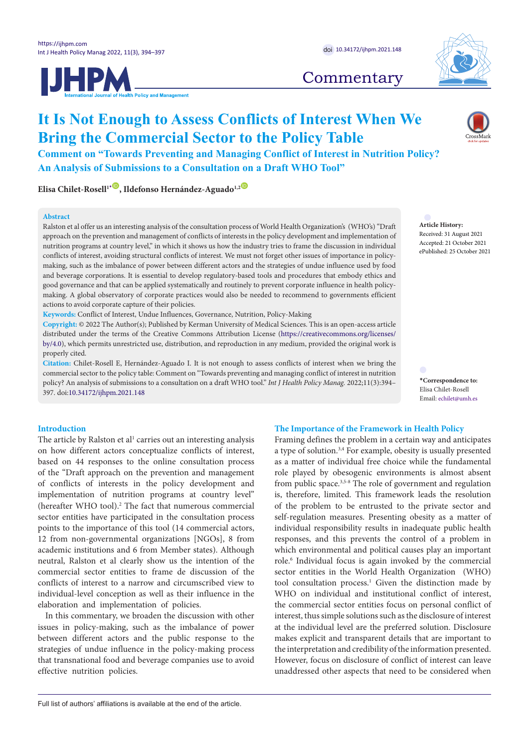# It Is Not Enough to Assess Conflicts of Interest When We Bring the Commercial Sector to the Policy Table

## Comment on "Towards Preventing and Managing Conflict of Interest in Nutrition Policy? An Analysis of Submissions to a Consultation on a Draft WHO Tool"

**Elisa Chilet-Rosell[1*], Ildefonso Hernández-Aguado[1,2]**

**Abstract**

Ralston et al offer us an interesting analysis of the consultation process of World Health Organization's (WHO's) "Draft approach on the prevention and management of conflicts of interests in the policy development and implementation of nutrition programs at country level," in which it shows us how the industry tries to frame the discussion in individual conflicts of interest, avoiding structural conflicts of interest. We must not forget other issues of importance in policy-making, such as the imbalance of power between different actors and the strategies of undue influence used by food and beverage corporations. It is essential to develop regulatory-based tools and procedures that embody ethics and good governance and that can be applied systematically and routinely to prevent corporate influence in health policy-making. A global observatory of corporate practices would also be needed to recommend to governments efficient actions to avoid corporate capture of their policies.

**Keywords:** Conflict of Interest, Undue Influences, Governance, Nutrition, Policy-Making

**Copyright:** © 2022 The Author(s); Published by Kerman University of Medical Sciences. This is an open-access article distributed under the terms of the Creative Commons Attribution License (https://creativecommons.org/licenses/by/4.0), which permits unrestricted use, distribution, and reproduction in any medium, provided the original work is properly cited.

**Citation:** Chilet-Rosell E, Hernández-Aguado I. It is not enough to assess conflicts of interest when we bring the commercial sector to the policy table: Comment on "Towards preventing and managing conflict of interest in nutrition policy? An analysis of submissions to a consultation on a draft WHO tool." *Int J Health Policy Manag.* 2022;11(3):394–397. doi:10.34172/ijhpm.2021.148

**Article History:**
Received: 31 August 2021
Accepted: 21 October 2021
ePublished: 25 October 2021

**\*Correspondence to:**
Elisa Chilet-Rosell
Email: echilet@umh.es

## Introduction

The article by Ralston et al[1] carries out an interesting analysis on how different actors conceptualize conflicts of interest, based on 44 responses to the online consultation process of the "Draft approach on the prevention and management of conflicts of interests in the policy development and implementation of nutrition programs at country level" (hereafter WHO tool).[2] The fact that numerous commercial sector entities have participated in the consultation process points to the importance of this tool (14 commercial actors, 12 from non-governmental organizations [NGOs], 8 from academic institutions and 6 from Member states). Although neutral, Ralston et al clearly show us the intention of the commercial sector entities to frame de discussion of the conflicts of interest to a narrow and circumscribed view to individual-level conception as well as their influence in the elaboration and implementation of policies.

In this commentary, we broaden the discussion with other issues in policy-making, such as the imbalance of power between different actors and the public response to the strategies of undue influence in the policy-making process that transnational food and beverage companies use to avoid effective nutrition policies.

## The Importance of the Framework in Health Policy

Framing defines the problem in a certain way and anticipates a type of solution.[3,4] For example, obesity is usually presented as a matter of individual free choice while the fundamental role played by obesogenic environments is almost absent from public space.[3,5-8] The role of government and regulation is, therefore, limited. This framework leads the resolution of the problem to be entrusted to the private sector and self-regulation measures. Presenting obesity as a matter of individual responsibility results in inadequate public health responses, and this prevents the control of a problem in which environmental and political causes play an important role.[6] Individual focus is again invoked by the commercial sector entities in the World Health Organization (WHO) tool consultation process.[1] Given the distinction made by WHO on individual and institutional conflict of interest, the commercial sector entities focus on personal conflict of interest, thus simple solutions such as the disclosure of interest at the individual level are the preferred solution. Disclosure makes explicit and transparent details that are important to the interpretation and credibility of the information presented. However, focus on disclosure of conflict of interest can leave unaddressed other aspects that need to be considered when

Full list of authors' affiliations is available at the end of the article.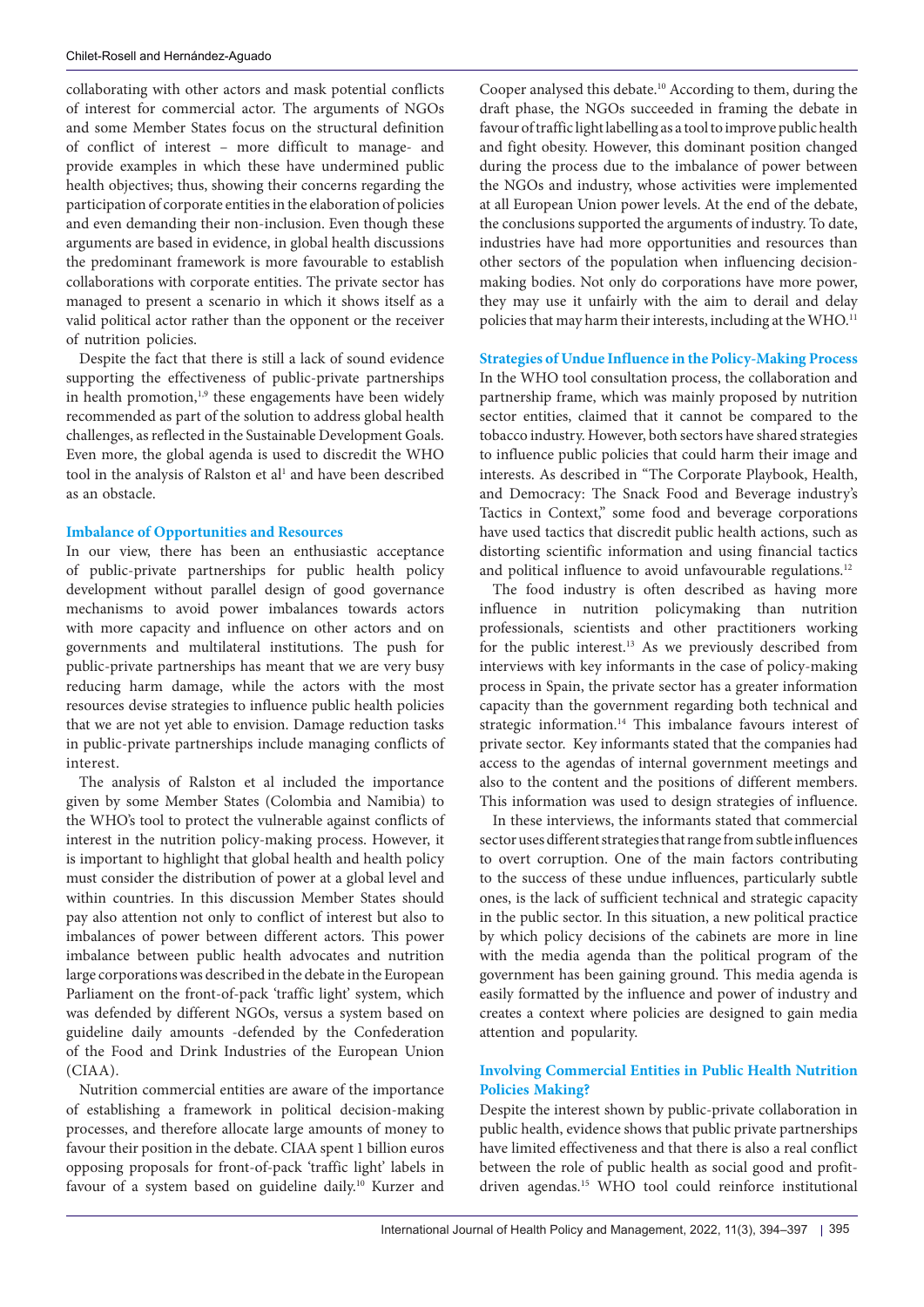collaborating with other actors and mask potential conflicts of interest for commercial actor. The arguments of NGOs and some Member States focus on the structural definition of conflict of interest – more difficult to manage- and provide examples in which these have undermined public health objectives; thus, showing their concerns regarding the participation of corporate entities in the elaboration of policies and even demanding their non-inclusion. Even though these arguments are based in evidence, in global health discussions the predominant framework is more favourable to establish collaborations with corporate entities. The private sector has managed to present a scenario in which it shows itself as a valid political actor rather than the opponent or the receiver of nutrition policies.

Despite the fact that there is still a lack of sound evidence supporting the effectiveness of public-private partnerships in health promotion,[1,9] these engagements have been widely recommended as part of the solution to address global health challenges, as reflected in the Sustainable Development Goals. Even more, the global agenda is used to discredit the WHO tool in the analysis of Ralston et al[1] and have been described as an obstacle.

### Imbalance of Opportunities and Resources

In our view, there has been an enthusiastic acceptance of public-private partnerships for public health policy development without parallel design of good governance mechanisms to avoid power imbalances towards actors with more capacity and influence on other actors and on governments and multilateral institutions. The push for public-private partnerships has meant that we are very busy reducing harm damage, while the actors with the most resources devise strategies to influence public health policies that we are not yet able to envision. Damage reduction tasks in public-private partnerships include managing conflicts of interest.

The analysis of Ralston et al included the importance given by some Member States (Colombia and Namibia) to the WHO's tool to protect the vulnerable against conflicts of interest in the nutrition policy-making process. However, it is important to highlight that global health and health policy must consider the distribution of power at a global level and within countries. In this discussion Member States should pay also attention not only to conflict of interest but also to imbalances of power between different actors. This power imbalance between public health advocates and nutrition large corporations was described in the debate in the European Parliament on the front-of-pack 'traffic light' system, which was defended by different NGOs, versus a system based on guideline daily amounts -defended by the Confederation of the Food and Drink Industries of the European Union (CIAA).

Nutrition commercial entities are aware of the importance of establishing a framework in political decision-making processes, and therefore allocate large amounts of money to favour their position in the debate. CIAA spent 1 billion euros opposing proposals for front-of-pack 'traffic light' labels in favour of a system based on guideline daily.[10] Kurzer and Cooper analysed this debate.[10] According to them, during the draft phase, the NGOs succeeded in framing the debate in favour of traffic light labelling as a tool to improve public health and fight obesity. However, this dominant position changed during the process due to the imbalance of power between the NGOs and industry, whose activities were implemented at all European Union power levels. At the end of the debate, the conclusions supported the arguments of industry. To date, industries have had more opportunities and resources than other sectors of the population when influencing decision-making bodies. Not only do corporations have more power, they may use it unfairly with the aim to derail and delay policies that may harm their interests, including at the WHO.[11]

### Strategies of Undue Influence in the Policy-Making Process

In the WHO tool consultation process, the collaboration and partnership frame, which was mainly proposed by nutrition sector entities, claimed that it cannot be compared to the tobacco industry. However, both sectors have shared strategies to influence public policies that could harm their image and interests. As described in "The Corporate Playbook, Health, and Democracy: The Snack Food and Beverage industry's Tactics in Context," some food and beverage corporations have used tactics that discredit public health actions, such as distorting scientific information and using financial tactics and political influence to avoid unfavourable regulations.[12]

The food industry is often described as having more influence in nutrition policymaking than nutrition professionals, scientists and other practitioners working for the public interest.[13] As we previously described from interviews with key informants in the case of policy-making process in Spain, the private sector has a greater information capacity than the government regarding both technical and strategic information.[14] This imbalance favours interest of private sector. Key informants stated that the companies had access to the agendas of internal government meetings and also to the content and the positions of different members. This information was used to design strategies of influence.

In these interviews, the informants stated that commercial sector uses different strategies that range from subtle influences to overt corruption. One of the main factors contributing to the success of these undue influences, particularly subtle ones, is the lack of sufficient technical and strategic capacity in the public sector. In this situation, a new political practice by which policy decisions of the cabinets are more in line with the media agenda than the political program of the government has been gaining ground. This media agenda is easily formatted by the influence and power of industry and creates a context where policies are designed to gain media attention and popularity.

### Involving Commercial Entities in Public Health Nutrition Policies Making?

Despite the interest shown by public-private collaboration in public health, evidence shows that public private partnerships have limited effectiveness and that there is also a real conflict between the role of public health as social good and profit-driven agendas.[15] WHO tool could reinforce institutional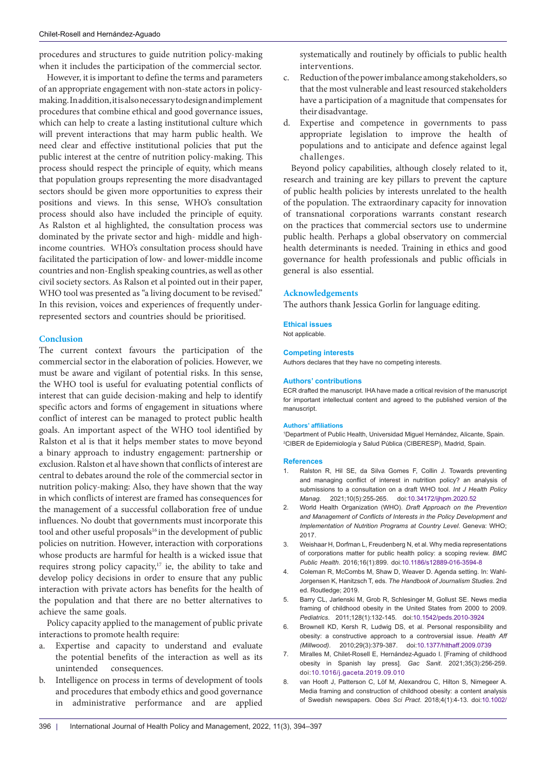procedures and structures to guide nutrition policy-making when it includes the participation of the commercial sector.

However, it is important to define the terms and parameters of an appropriate engagement with non-state actors in policy-making. In addition, it is also necessary to design and implement procedures that combine ethical and good governance issues, which can help to create a lasting institutional culture which will prevent interactions that may harm public health. We need clear and effective institutional policies that put the public interest at the centre of nutrition policy-making. This process should respect the principle of equity, which means that population groups representing the more disadvantaged sectors should be given more opportunities to express their positions and views. In this sense, WHO's consultation process should also have included the principle of equity. As Ralston et al highlighted, the consultation process was dominated by the private sector and high- middle and high-income countries. WHO's consultation process should have facilitated the participation of low- and lower-middle income countries and non-English speaking countries, as well as other civil society sectors. As Ralson et al pointed out in their paper, WHO tool was presented as "a living document to be revised." In this revision, voices and experiences of frequently under-represented sectors and countries should be prioritised.

## Conclusion

The current context favours the participation of the commercial sector in the elaboration of policies. However, we must be aware and vigilant of potential risks. In this sense, the WHO tool is useful for evaluating potential conflicts of interest that can guide decision-making and help to identify specific actors and forms of engagement in situations where conflict of interest can be managed to protect public health goals. An important aspect of the WHO tool identified by Ralston et al is that it helps member states to move beyond a binary approach to industry engagement: partnership or exclusion. Ralston et al have shown that conflicts of interest are central to debates around the role of the commercial sector in nutrition policy-making: Also, they have shown that the way in which conflicts of interest are framed has consequences for the management of a successful collaboration free of undue influences. No doubt that governments must incorporate this tool and other useful proposals[16] in the development of public policies on nutrition. However, interaction with corporations whose products are harmful for health is a wicked issue that requires strong policy capacity,[17] ie, the ability to take and develop policy decisions in order to ensure that any public interaction with private actors has benefits for the health of the population and that there are no better alternatives to achieve the same goals.

Policy capacity applied to the management of public private interactions to promote health require:

a. Expertise and capacity to understand and evaluate the potential benefits of the interaction as well as its unintended consequences.
b. Intelligence on process in terms of development of tools and procedures that embody ethics and good governance in administrative performance and are applied systematically and routinely by officials to public health interventions.
c. Reduction of the power imbalance among stakeholders, so that the most vulnerable and least resourced stakeholders have a participation of a magnitude that compensates for their disadvantage.
d. Expertise and competence in governments to pass appropriate legislation to improve the health of populations and to anticipate and defence against legal challenges.

Beyond policy capabilities, although closely related to it, research and training are key pillars to prevent the capture of public health policies by interests unrelated to the health of the population. The extraordinary capacity for innovation of transnational corporations warrants constant research on the practices that commercial sectors use to undermine public health. Perhaps a global observatory on commercial health determinants is needed. Training in ethics and good governance for health professionals and public officials in general is also essential.

## Acknowledgements

The authors thank Jessica Gorlin for language editing.

### Ethical issues

Not applicable.

### Competing interests

Authors declares that they have no competing interests.

### Authors' contributions

ECR drafted the manuscript. IHA have made a critical revision of the manuscript for important intellectual content and agreed to the published version of the manuscript.

### Authors' affiliations

[1]Department of Public Health, Universidad Miguel Hernández, Alicante, Spain. [2]CIBER de Epidemiología y Salud Pública (CIBERESP), Madrid, Spain.

### References

1. Ralston R, Hil SE, da Silva Gomes F, Collin J. Towards preventing and managing conflict of interest in nutrition policy? an analysis of submissions to a consultation on a draft WHO tool. *Int J Health Policy Manag*. 2021;10(5):255-265. doi:10.34172/ijhpm.2020.52
2. World Health Organization (WHO). *Draft Approach on the Prevention and Management of Conflicts of Interests in the Policy Development and Implementation of Nutrition Programs at Country Level*. Geneva: WHO; 2017.
3. Weishaar H, Dorfman L, Freudenberg N, et al. Why media representations of corporations matter for public health policy: a scoping review. *BMC Public Health*. 2016;16(1):899. doi:10.1186/s12889-016-3594-8
4. Coleman R, McCombs M, Shaw D, Weaver D. Agenda setting. In: Wahl-Jorgensen K, Hanitzsch T, eds. *The Handbook of Journalism Studies*. 2nd ed. Routledge; 2019.
5. Barry CL, Jarlenski M, Grob R, Schlesinger M, Gollust SE. News media framing of childhood obesity in the United States from 2000 to 2009. *Pediatrics*. 2011;128(1):132-145. doi:10.1542/peds.2010-3924
6. Brownell KD, Kersh R, Ludwig DS, et al. Personal responsibility and obesity: a constructive approach to a controversial issue. *Health Aff (Millwood)*. 2010;29(3):379-387. doi:10.1377/hlthaff.2009.0739
7. Miralles M, Chilet-Rosell E, Hernández-Aguado I. [Framing of childhood obesity in Spanish lay press]. *Gac Sanit*. 2021;35(3):256-259. doi:10.1016/j.gaceta.2019.09.010
8. van Hooft J, Patterson C, Löf M, Alexandrou C, Hilton S, Nimegeer A. Media framing and construction of childhood obesity: a content analysis of Swedish newspapers. *Obes Sci Pract*. 2018;4(1):4-13. doi:10.1002/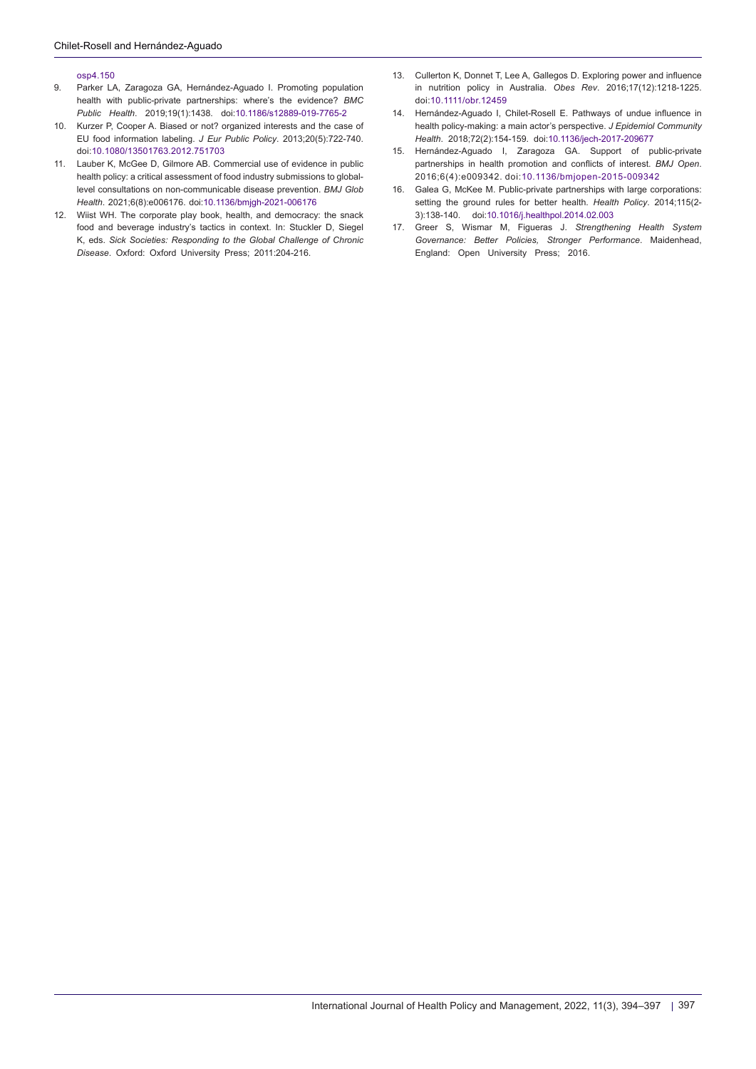osp4.150

9. Parker LA, Zaragoza GA, Hernández-Aguado I. Promoting population health with public-private partnerships: where's the evidence? *BMC Public Health*. 2019;19(1):1438. doi:10.1186/s12889-019-7765-2
10. Kurzer P, Cooper A. Biased or not? organized interests and the case of EU food information labeling. *J Eur Public Policy*. 2013;20(5):722-740. doi:10.1080/13501763.2012.751703
11. Lauber K, McGee D, Gilmore AB. Commercial use of evidence in public health policy: a critical assessment of food industry submissions to global-level consultations on non-communicable disease prevention. *BMJ Glob Health*. 2021;6(8):e006176. doi:10.1136/bmjgh-2021-006176
12. Wiist WH. The corporate play book, health, and democracy: the snack food and beverage industry's tactics in context. In: Stuckler D, Siegel K, eds. *Sick Societies: Responding to the Global Challenge of Chronic Disease*. Oxford: Oxford University Press; 2011:204-216.
13. Cullerton K, Donnet T, Lee A, Gallegos D. Exploring power and influence in nutrition policy in Australia. *Obes Rev*. 2016;17(12):1218-1225. doi:10.1111/obr.12459
14. Hernández-Aguado I, Chilet-Rosell E. Pathways of undue influence in health policy-making: a main actor's perspective. *J Epidemiol Community Health*. 2018;72(2):154-159. doi:10.1136/jech-2017-209677
15. Hernández-Aguado I, Zaragoza GA. Support of public-private partnerships in health promotion and conflicts of interest. *BMJ Open*. 2016;6(4):e009342. doi:10.1136/bmjopen-2015-009342
16. Galea G, McKee M. Public-private partnerships with large corporations: setting the ground rules for better health. *Health Policy*. 2014;115(2-3):138-140. doi:10.1016/j.healthpol.2014.02.003
17. Greer S, Wismar M, Figueras J. *Strengthening Health System Governance: Better Policies, Stronger Performance*. Maidenhead, England: Open University Press; 2016.